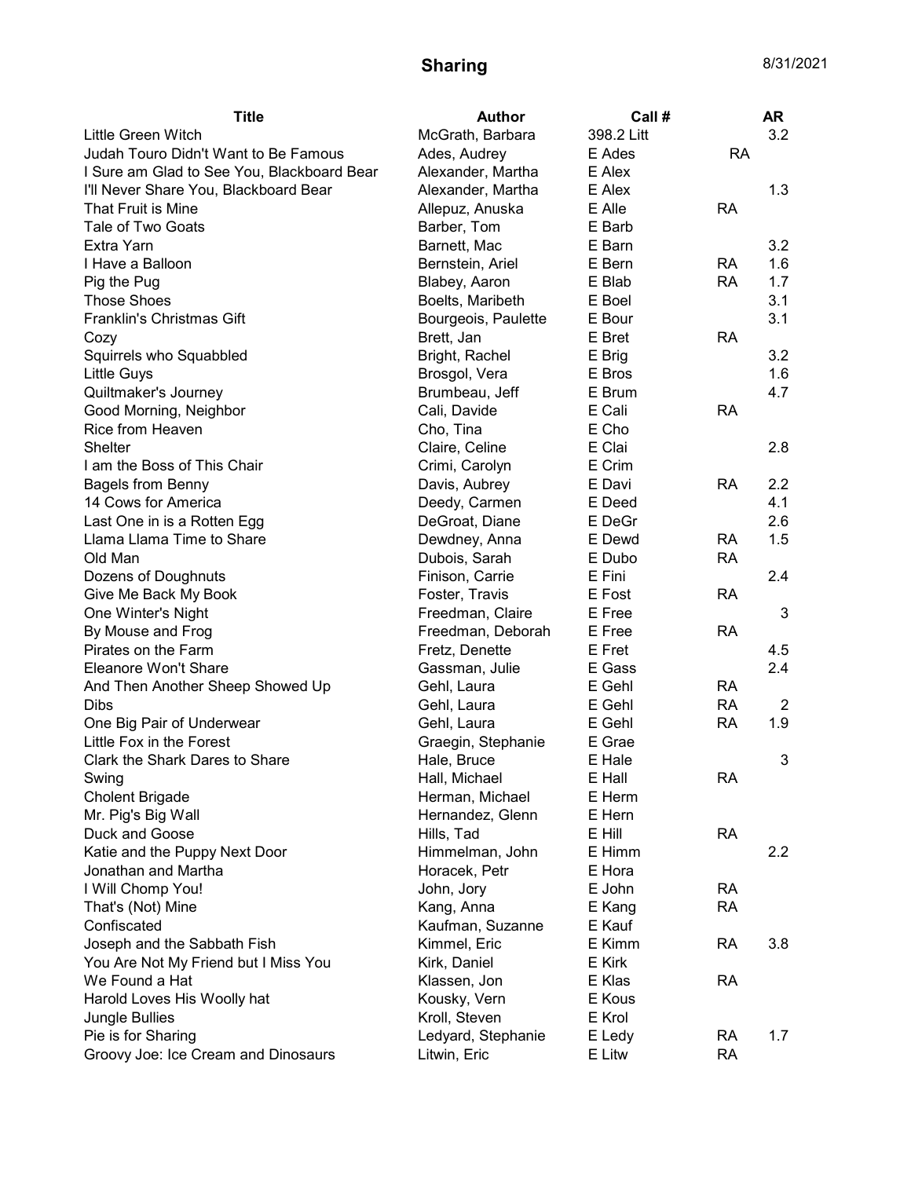# Sharing

8/31/2021

| Title | Author | Call # | | AR |
|---|---|---|---|---|
| Little Green Witch | McGrath, Barbara | 398.2 Litt | | 3.2 |
| Judah Touro Didn't Want to Be Famous | Ades, Audrey | E Ades | RA | |
| I Sure am Glad to See You, Blackboard Bear | Alexander, Martha | E Alex | | |
| I'll Never Share You, Blackboard Bear | Alexander, Martha | E Alex | | 1.3 |
| That Fruit is Mine | Allepuz, Anuska | E Alle | RA | |
| Tale of Two Goats | Barber, Tom | E Barb | | |
| Extra Yarn | Barnett, Mac | E Barn | | 3.2 |
| I Have a Balloon | Bernstein, Ariel | E Bern | RA | 1.6 |
| Pig the Pug | Blabey, Aaron | E Blab | RA | 1.7 |
| Those Shoes | Boelts, Maribeth | E Boel | | 3.1 |
| Franklin's Christmas Gift | Bourgeois, Paulette | E Bour | | 3.1 |
| Cozy | Brett, Jan | E Bret | RA | |
| Squirrels who Squabbled | Bright, Rachel | E Brig | | 3.2 |
| Little Guys | Brosgol, Vera | E Bros | | 1.6 |
| Quiltmaker's Journey | Brumbeau, Jeff | E Brum | | 4.7 |
| Good Morning, Neighbor | Cali, Davide | E Cali | RA | |
| Rice from Heaven | Cho, Tina | E Cho | | |
| Shelter | Claire, Celine | E Clai | | 2.8 |
| I am the Boss of This Chair | Crimi, Carolyn | E Crim | | |
| Bagels from Benny | Davis, Aubrey | E Davi | RA | 2.2 |
| 14 Cows for America | Deedy, Carmen | E Deed | | 4.1 |
| Last One in is a Rotten Egg | DeGroat, Diane | E DeGr | | 2.6 |
| Llama Llama Time to Share | Dewdney, Anna | E Dewd | RA | 1.5 |
| Old Man | Dubois, Sarah | E Dubo | RA | |
| Dozens of Doughnuts | Finison, Carrie | E Fini | | 2.4 |
| Give Me Back My Book | Foster, Travis | E Fost | RA | |
| One Winter's Night | Freedman, Claire | E Free | | 3 |
| By Mouse and Frog | Freedman, Deborah | E Free | RA | |
| Pirates on the Farm | Fretz, Denette | E Fret | | 4.5 |
| Eleanore Won't Share | Gassman, Julie | E Gass | | 2.4 |
| And Then Another Sheep Showed Up | Gehl, Laura | E Gehl | RA | |
| Dibs | Gehl, Laura | E Gehl | RA | 2 |
| One Big Pair of Underwear | Gehl, Laura | E Gehl | RA | 1.9 |
| Little Fox in the Forest | Graegin, Stephanie | E Grae | | |
| Clark the Shark Dares to Share | Hale, Bruce | E Hale | | 3 |
| Swing | Hall, Michael | E Hall | RA | |
| Cholent Brigade | Herman, Michael | E Herm | | |
| Mr. Pig's Big Wall | Hernandez, Glenn | E Hern | | |
| Duck and Goose | Hills, Tad | E Hill | RA | |
| Katie and the Puppy Next Door | Himmelman, John | E Himm | | 2.2 |
| Jonathan and Martha | Horacek, Petr | E Hora | | |
| I Will Chomp You! | John, Jory | E John | RA | |
| That's (Not) Mine | Kang, Anna | E Kang | RA | |
| Confiscated | Kaufman, Suzanne | E Kauf | | |
| Joseph and the Sabbath Fish | Kimmel, Eric | E Kimm | RA | 3.8 |
| You Are Not My Friend but I Miss You | Kirk, Daniel | E Kirk | | |
| We Found a Hat | Klassen, Jon | E Klas | RA | |
| Harold Loves His Woolly hat | Kousky, Vern | E Kous | | |
| Jungle Bullies | Kroll, Steven | E Krol | | |
| Pie is for Sharing | Ledyard, Stephanie | E Ledy | RA | 1.7 |
| Groovy Joe: Ice Cream and Dinosaurs | Litwin, Eric | E Litw | RA | |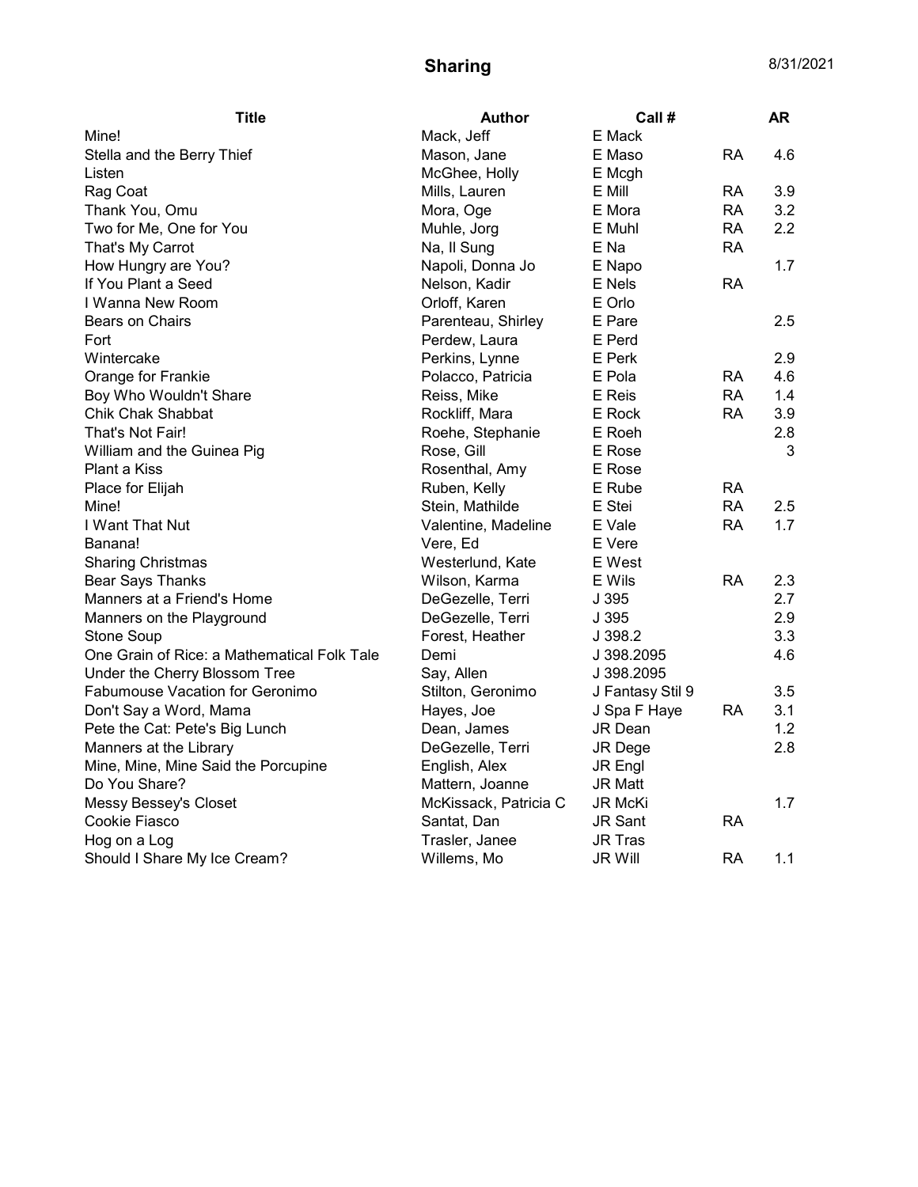# Sharing

8/31/2021

| Title | Author | Call # | | AR |
|---|---|---|---|---|
| Mine! | Mack, Jeff | E Mack | | |
| Stella and the Berry Thief | Mason, Jane | E Maso | RA | 4.6 |
| Listen | McGhee, Holly | E Mcgh | | |
| Rag Coat | Mills, Lauren | E Mill | RA | 3.9 |
| Thank You, Omu | Mora, Oge | E Mora | RA | 3.2 |
| Two for Me, One for You | Muhle, Jorg | E Muhl | RA | 2.2 |
| That's My Carrot | Na, Il Sung | E Na | RA | |
| How Hungry are You? | Napoli, Donna Jo | E Napo | | 1.7 |
| If You Plant a Seed | Nelson, Kadir | E Nels | RA | |
| I Wanna New Room | Orloff, Karen | E Orlo | | |
| Bears on Chairs | Parenteau, Shirley | E Pare | | 2.5 |
| Fort | Perdew, Laura | E Perd | | |
| Wintercake | Perkins, Lynne | E Perk | | 2.9 |
| Orange for Frankie | Polacco, Patricia | E Pola | RA | 4.6 |
| Boy Who Wouldn't Share | Reiss, Mike | E Reis | RA | 1.4 |
| Chik Chak Shabbat | Rockliff, Mara | E Rock | RA | 3.9 |
| That's Not Fair! | Roehe, Stephanie | E Roeh | | 2.8 |
| William and the Guinea Pig | Rose, Gill | E Rose | | 3 |
| Plant a Kiss | Rosenthal, Amy | E Rose | | |
| Place for Elijah | Ruben, Kelly | E Rube | RA | |
| Mine! | Stein, Mathilde | E Stei | RA | 2.5 |
| I Want That Nut | Valentine, Madeline | E Vale | RA | 1.7 |
| Banana! | Vere, Ed | E Vere | | |
| Sharing Christmas | Westerlund, Kate | E West | | |
| Bear Says Thanks | Wilson, Karma | E Wils | RA | 2.3 |
| Manners at a Friend's Home | DeGezelle, Terri | J 395 | | 2.7 |
| Manners on the Playground | DeGezelle, Terri | J 395 | | 2.9 |
| Stone Soup | Forest, Heather | J 398.2 | | 3.3 |
| One Grain of Rice: a Mathematical Folk Tale | Demi | J 398.2095 | | 4.6 |
| Under the Cherry Blossom Tree | Say, Allen | J 398.2095 | | |
| Fabumouse Vacation for Geronimo | Stilton, Geronimo | J Fantasy Stil 9 | | 3.5 |
| Don't Say a Word, Mama | Hayes, Joe | J Spa F Haye | RA | 3.1 |
| Pete the Cat: Pete's Big Lunch | Dean, James | JR Dean | | 1.2 |
| Manners at the Library | DeGezelle, Terri | JR Dege | | 2.8 |
| Mine, Mine, Mine Said the Porcupine | English, Alex | JR Engl | | |
| Do You Share? | Mattern, Joanne | JR Matt | | |
| Messy Bessey's Closet | McKissack, Patricia C | JR McKi | | 1.7 |
| Cookie Fiasco | Santat, Dan | JR Sant | RA | |
| Hog on a Log | Trasler, Janee | JR Tras | | |
| Should I Share My Ice Cream? | Willems, Mo | JR Will | RA | 1.1 |